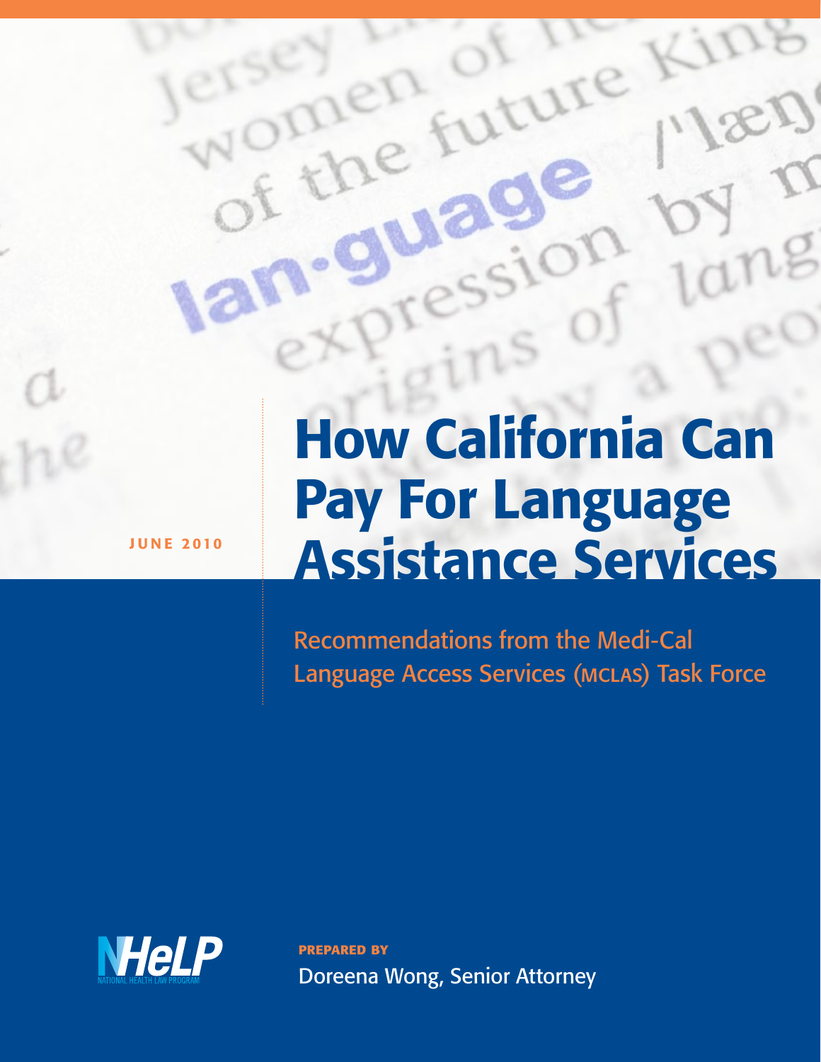JUNE 2010

# How California Can Pay For Language Assistance Services

## Recommendations from the Medi-Cal Language Access Services (MCLAS) Task Force

NHeLP
NATIONAL HEALTH LAW PROGRAM

**PREPARED BY**

Doreena Wong, Senior Attorney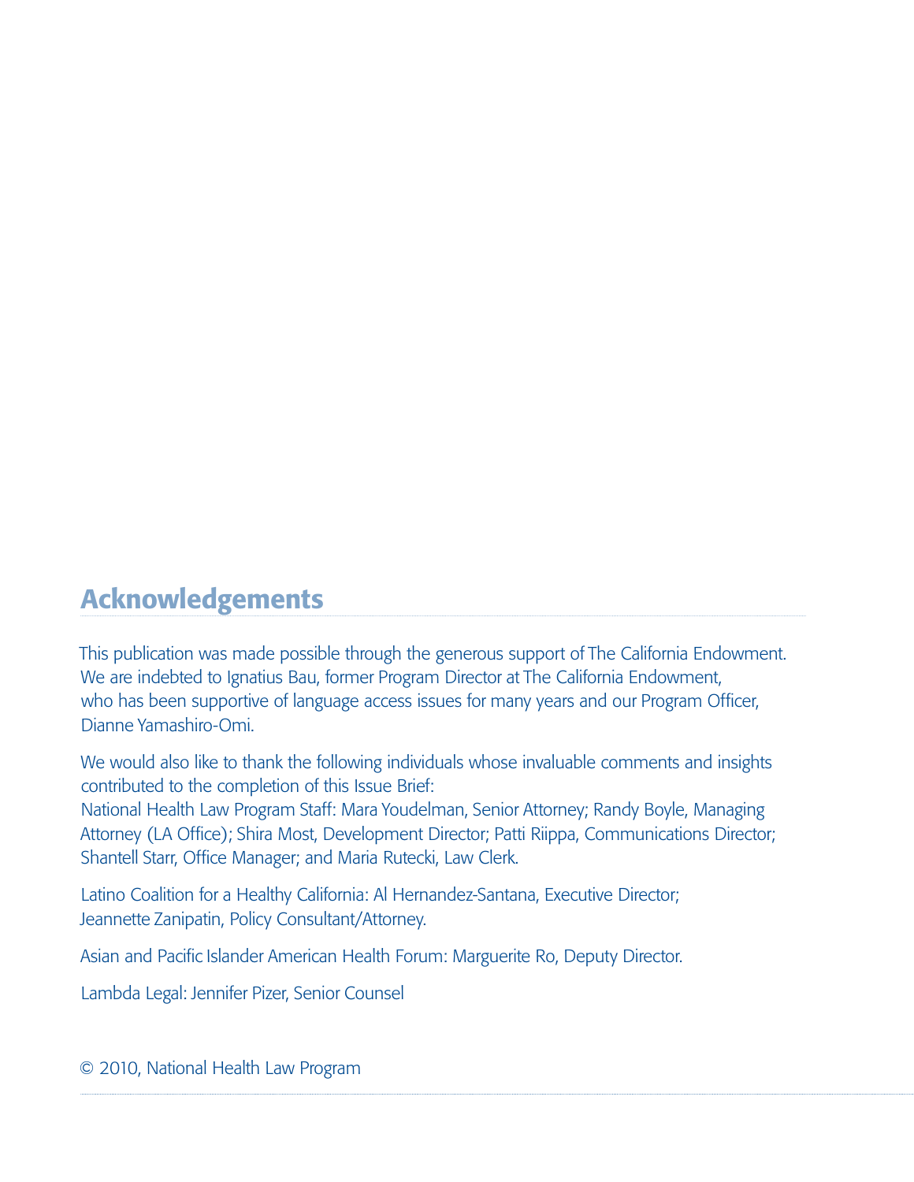## Acknowledgements

This publication was made possible through the generous support of The California Endowment. We are indebted to Ignatius Bau, former Program Director at The California Endowment, who has been supportive of language access issues for many years and our Program Officer, Dianne Yamashiro-Omi.

We would also like to thank the following individuals whose invaluable comments and insights contributed to the completion of this Issue Brief:
National Health Law Program Staff: Mara Youdelman, Senior Attorney; Randy Boyle, Managing Attorney (LA Office); Shira Most, Development Director; Patti Riippa, Communications Director; Shantell Starr, Office Manager; and Maria Rutecki, Law Clerk.

Latino Coalition for a Healthy California: Al Hernandez-Santana, Executive Director; Jeannette Zanipatin, Policy Consultant/Attorney.

Asian and Pacific Islander American Health Forum: Marguerite Ro, Deputy Director.

Lambda Legal: Jennifer Pizer, Senior Counsel

© 2010, National Health Law Program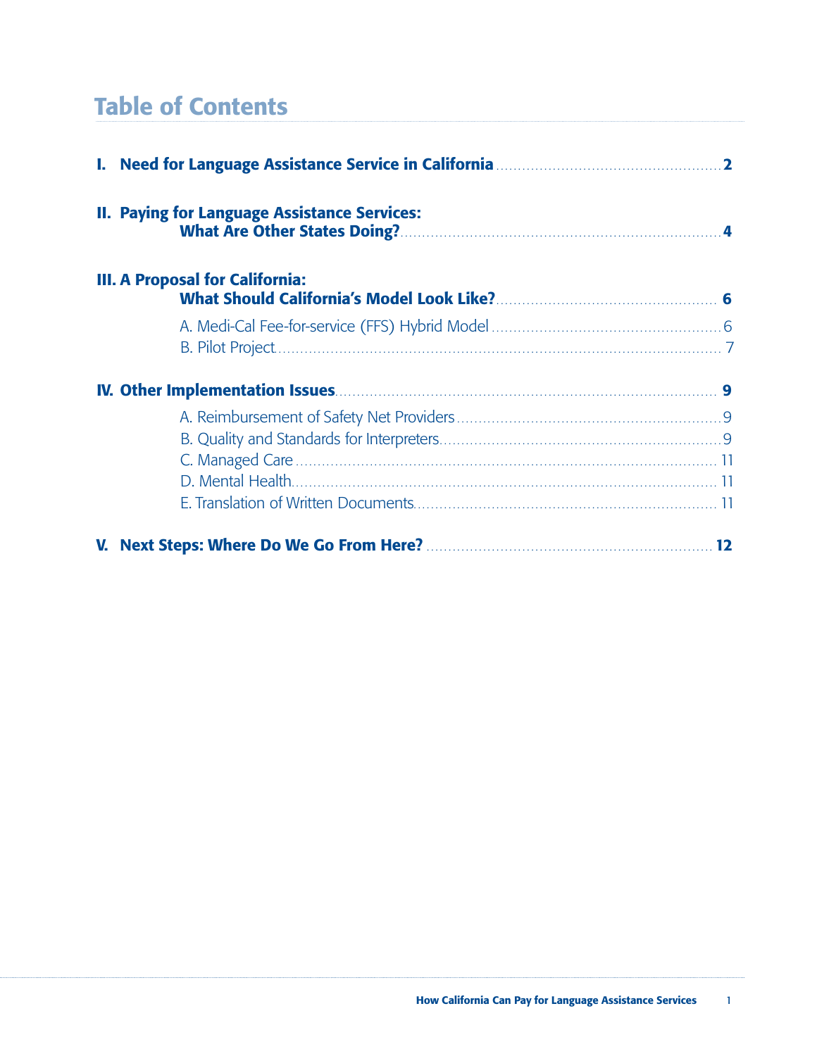# Table of Contents

**I. Need for Language Assistance Service in California** .......... **2**

**II. Paying for Language Assistance Services: What Are Other States Doing?** .......... **4**

**III. A Proposal for California: What Should California's Model Look Like?** .......... **6**

- A. Medi-Cal Fee-for-service (FFS) Hybrid Model .......... 6
- B. Pilot Project .......... 7

**IV. Other Implementation Issues** .......... **9**

- A. Reimbursement of Safety Net Providers .......... 9
- B. Quality and Standards for Interpreters .......... 9
- C. Managed Care .......... 11
- D. Mental Health .......... 11
- E. Translation of Written Documents .......... 11

**V. Next Steps: Where Do We Go From Here?** .......... **12**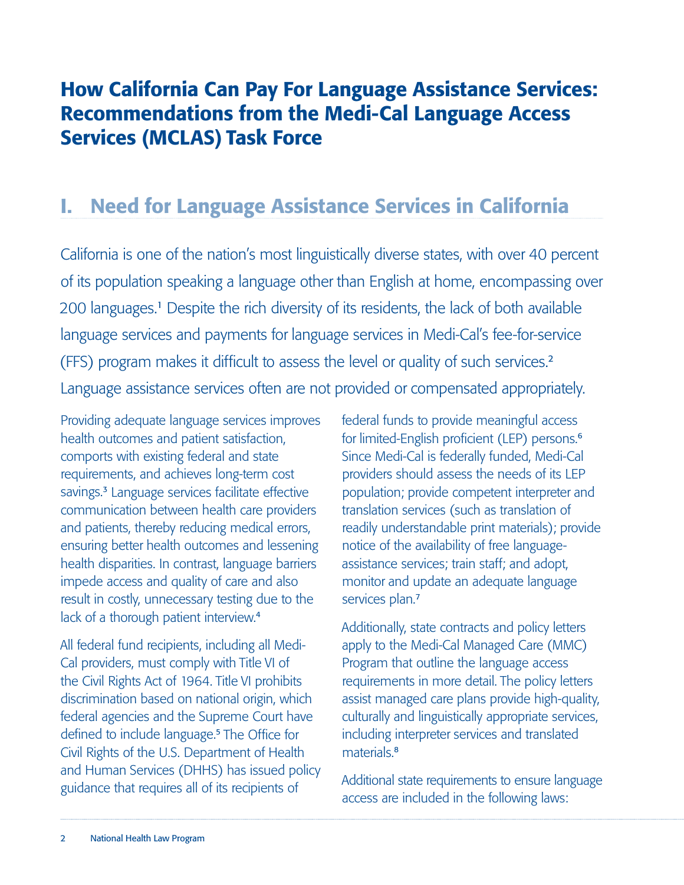# How California Can Pay For Language Assistance Services: Recommendations from the Medi-Cal Language Access Services (MCLAS) Task Force

## I. Need for Language Assistance Services in California

California is one of the nation's most linguistically diverse states, with over 40 percent of its population speaking a language other than English at home, encompassing over 200 languages.[1] Despite the rich diversity of its residents, the lack of both available language services and payments for language services in Medi-Cal's fee-for-service (FFS) program makes it difficult to assess the level or quality of such services.[2] Language assistance services often are not provided or compensated appropriately.

Providing adequate language services improves health outcomes and patient satisfaction, comports with existing federal and state requirements, and achieves long-term cost savings.[3] Language services facilitate effective communication between health care providers and patients, thereby reducing medical errors, ensuring better health outcomes and lessening health disparities. In contrast, language barriers impede access and quality of care and also result in costly, unnecessary testing due to the lack of a thorough patient interview.[4]

All federal fund recipients, including all Medi-Cal providers, must comply with Title VI of the Civil Rights Act of 1964. Title VI prohibits discrimination based on national origin, which federal agencies and the Supreme Court have defined to include language.[5] The Office for Civil Rights of the U.S. Department of Health and Human Services (DHHS) has issued policy guidance that requires all of its recipients of federal funds to provide meaningful access for limited-English proficient (LEP) persons.[6] Since Medi-Cal is federally funded, Medi-Cal providers should assess the needs of its LEP population; provide competent interpreter and translation services (such as translation of readily understandable print materials); provide notice of the availability of free language-assistance services; train staff; and adopt, monitor and update an adequate language services plan.[7]

Additionally, state contracts and policy letters apply to the Medi-Cal Managed Care (MMC) Program that outline the language access requirements in more detail. The policy letters assist managed care plans provide high-quality, culturally and linguistically appropriate services, including interpreter services and translated materials.[8]

Additional state requirements to ensure language access are included in the following laws: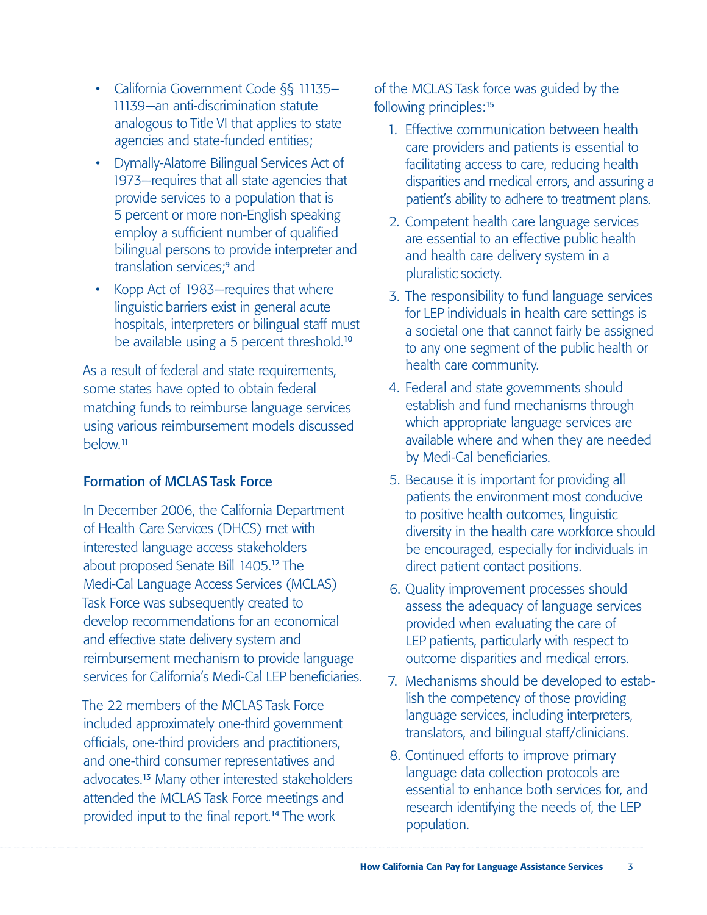- California Government Code §§ 11135–11139—an anti-discrimination statute analogous to Title VI that applies to state agencies and state-funded entities;
- Dymally-Alatorre Bilingual Services Act of 1973—requires that all state agencies that provide services to a population that is 5 percent or more non-English speaking employ a sufficient number of qualified bilingual persons to provide interpreter and translation services;[9] and
- Kopp Act of 1983—requires that where linguistic barriers exist in general acute hospitals, interpreters or bilingual staff must be available using a 5 percent threshold.[10]

As a result of federal and state requirements, some states have opted to obtain federal matching funds to reimburse language services using various reimbursement models discussed below.[11]

### Formation of MCLAS Task Force

In December 2006, the California Department of Health Care Services (DHCS) met with interested language access stakeholders about proposed Senate Bill 1405.[12] The Medi-Cal Language Access Services (MCLAS) Task Force was subsequently created to develop recommendations for an economical and effective state delivery system and reimbursement mechanism to provide language services for California's Medi-Cal LEP beneficiaries.

The 22 members of the MCLAS Task Force included approximately one-third government officials, one-third providers and practitioners, and one-third consumer representatives and advocates.[13] Many other interested stakeholders attended the MCLAS Task Force meetings and provided input to the final report.[14] The work of the MCLAS Task force was guided by the following principles:[15]

1. Effective communication between health care providers and patients is essential to facilitating access to care, reducing health disparities and medical errors, and assuring a patient's ability to adhere to treatment plans.
2. Competent health care language services are essential to an effective public health and health care delivery system in a pluralistic society.
3. The responsibility to fund language services for LEP individuals in health care settings is a societal one that cannot fairly be assigned to any one segment of the public health or health care community.
4. Federal and state governments should establish and fund mechanisms through which appropriate language services are available where and when they are needed by Medi-Cal beneficiaries.
5. Because it is important for providing all patients the environment most conducive to positive health outcomes, linguistic diversity in the health care workforce should be encouraged, especially for individuals in direct patient contact positions.
6. Quality improvement processes should assess the adequacy of language services provided when evaluating the care of LEP patients, particularly with respect to outcome disparities and medical errors.
7. Mechanisms should be developed to establish the competency of those providing language services, including interpreters, translators, and bilingual staff/clinicians.
8. Continued efforts to improve primary language data collection protocols are essential to enhance both services for, and research identifying the needs of, the LEP population.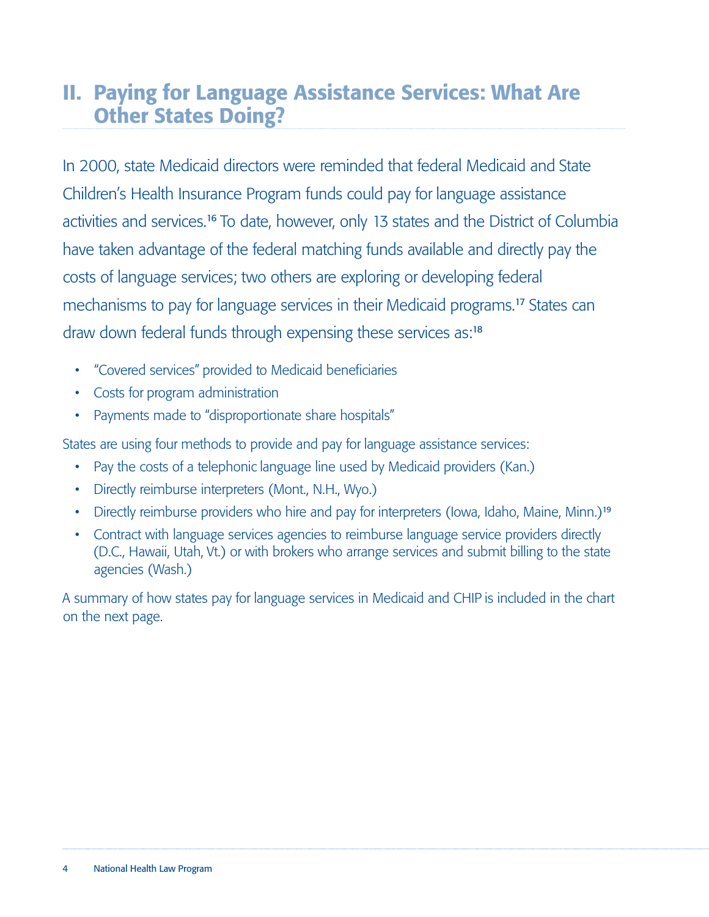## II. Paying for Language Assistance Services: What Are Other States Doing?

In 2000, state Medicaid directors were reminded that federal Medicaid and State Children's Health Insurance Program funds could pay for language assistance activities and services.[16] To date, however, only 13 states and the District of Columbia have taken advantage of the federal matching funds available and directly pay the costs of language services; two others are exploring or developing federal mechanisms to pay for language services in their Medicaid programs.[17] States can draw down federal funds through expensing these services as:[18]

- "Covered services" provided to Medicaid beneficiaries
- Costs for program administration
- Payments made to "disproportionate share hospitals"

States are using four methods to provide and pay for language assistance services:

- Pay the costs of a telephonic language line used by Medicaid providers (Kan.)
- Directly reimburse interpreters (Mont., N.H., Wyo.)
- Directly reimburse providers who hire and pay for interpreters (Iowa, Idaho, Maine, Minn.)[19]
- Contract with language services agencies to reimburse language service providers directly (D.C., Hawaii, Utah, Vt.) or with brokers who arrange services and submit billing to the state agencies (Wash.)

A summary of how states pay for language services in Medicaid and CHIP is included in the chart on the next page.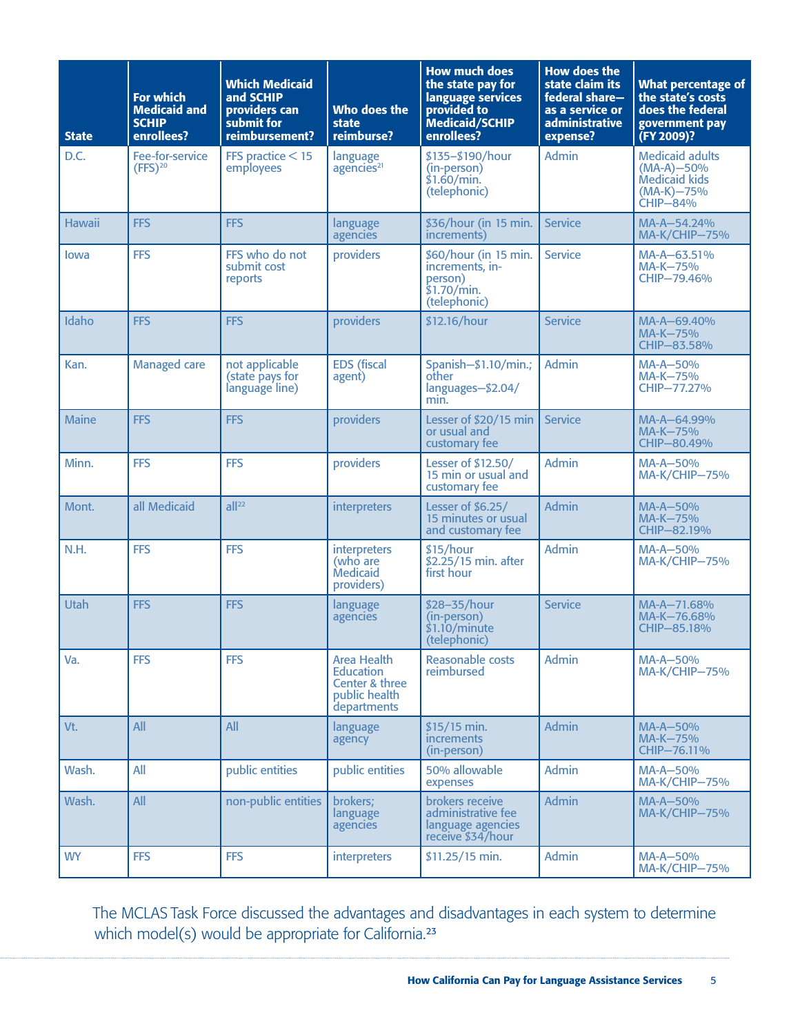| State | For which Medicaid and SCHIP enrollees? | Which Medicaid and SCHIP providers can submit for reimbursement? | Who does the state reimburse? | How much does the state pay for language services provided to Medicaid/SCHIP enrollees? | How does the state claim its federal share—as a service or administrative expense? | What percentage of the state's costs does the federal government pay (FY 2009)? |
|---|---|---|---|---|---|---|
| D.C. | Fee-for-service (FFS)[20] | FFS practice < 15 employees | language agencies[21] | \$135–\$190/hour (in-person) \$1.60/min. (telephonic) | Admin | Medicaid adults (MA-A)—50% Medicaid kids (MA-K)—75% CHIP—84% |
| Hawaii | FFS | FFS | language agencies | \$36/hour (in 15 min. increments) | Service | MA-A—54.24% MA-K/CHIP—75% |
| Iowa | FFS | FFS who do not submit cost reports | providers | \$60/hour (in 15 min. increments, in-person) \$1.70/min. (telephonic) | Service | MA-A—63.51% MA-K—75% CHIP—79.46% |
| Idaho | FFS | FFS | providers | \$12.16/hour | Service | MA-A—69.40% MA-K—75% CHIP—83.58% |
| Kan. | Managed care | not applicable (state pays for language line) | EDS (fiscal agent) | Spanish—\$1.10/min.; other languages—\$2.04/min. | Admin | MA-A—50% MA-K—75% CHIP—77.27% |
| Maine | FFS | FFS | providers | Lesser of \$20/15 min or usual and customary fee | Service | MA-A—64.99% MA-K—75% CHIP—80.49% |
| Minn. | FFS | FFS | providers | Lesser of \$12.50/15 min or usual and customary fee | Admin | MA-A—50% MA-K/CHIP—75% |
| Mont. | all Medicaid | all[22] | interpreters | Lesser of \$6.25/15 minutes or usual and customary fee | Admin | MA-A—50% MA-K—75% CHIP—82.19% |
| N.H. | FFS | FFS | interpreters (who are Medicaid providers) | \$15/hour \$2.25/15 min. after first hour | Admin | MA-A—50% MA-K/CHIP—75% |
| Utah | FFS | FFS | language agencies | \$28–35/hour (in-person) \$1.10/minute (telephonic) | Service | MA-A—71.68% MA-K—76.68% CHIP—85.18% |
| Va. | FFS | FFS | Area Health Education Center & three public health departments | Reasonable costs reimbursed | Admin | MA-A—50% MA-K/CHIP—75% |
| Vt. | All | All | language agency | \$15/15 min. increments (in-person) | Admin | MA-A—50% MA-K—75% CHIP—76.11% |
| Wash. | All | public entities | public entities | 50% allowable expenses | Admin | MA-A—50% MA-K/CHIP—75% |
| Wash. | All | non-public entities | brokers; language agencies | brokers receive administrative fee language agencies receive \$34/hour | Admin | MA-A—50% MA-K/CHIP—75% |
| WY | FFS | FFS | interpreters | \$11.25/15 min. | Admin | MA-A—50% MA-K/CHIP—75% |

The MCLAS Task Force discussed the advantages and disadvantages in each system to determine which model(s) would be appropriate for California.[23]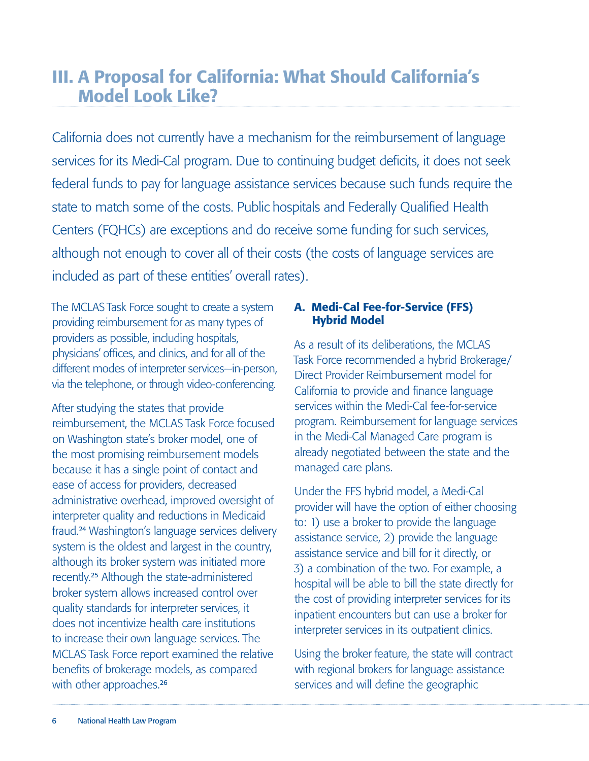# III. A Proposal for California: What Should California's Model Look Like?

California does not currently have a mechanism for the reimbursement of language services for its Medi-Cal program. Due to continuing budget deficits, it does not seek federal funds to pay for language assistance services because such funds require the state to match some of the costs. Public hospitals and Federally Qualified Health Centers (FQHCs) are exceptions and do receive some funding for such services, although not enough to cover all of their costs (the costs of language services are included as part of these entities' overall rates).

The MCLAS Task Force sought to create a system providing reimbursement for as many types of providers as possible, including hospitals, physicians' offices, and clinics, and for all of the different modes of interpreter services—in-person, via the telephone, or through video-conferencing.

After studying the states that provide reimbursement, the MCLAS Task Force focused on Washington state's broker model, one of the most promising reimbursement models because it has a single point of contact and ease of access for providers, decreased administrative overhead, improved oversight of interpreter quality and reductions in Medicaid fraud.[24] Washington's language services delivery system is the oldest and largest in the country, although its broker system was initiated more recently.[25] Although the state-administered broker system allows increased control over quality standards for interpreter services, it does not incentivize health care institutions to increase their own language services. The MCLAS Task Force report examined the relative benefits of brokerage models, as compared with other approaches.[26]

## A. Medi-Cal Fee-for-Service (FFS) Hybrid Model

As a result of its deliberations, the MCLAS Task Force recommended a hybrid Brokerage/ Direct Provider Reimbursement model for California to provide and finance language services within the Medi-Cal fee-for-service program. Reimbursement for language services in the Medi-Cal Managed Care program is already negotiated between the state and the managed care plans.

Under the FFS hybrid model, a Medi-Cal provider will have the option of either choosing to: 1) use a broker to provide the language assistance service, 2) provide the language assistance service and bill for it directly, or 3) a combination of the two. For example, a hospital will be able to bill the state directly for the cost of providing interpreter services for its inpatient encounters but can use a broker for interpreter services in its outpatient clinics.

Using the broker feature, the state will contract with regional brokers for language assistance services and will define the geographic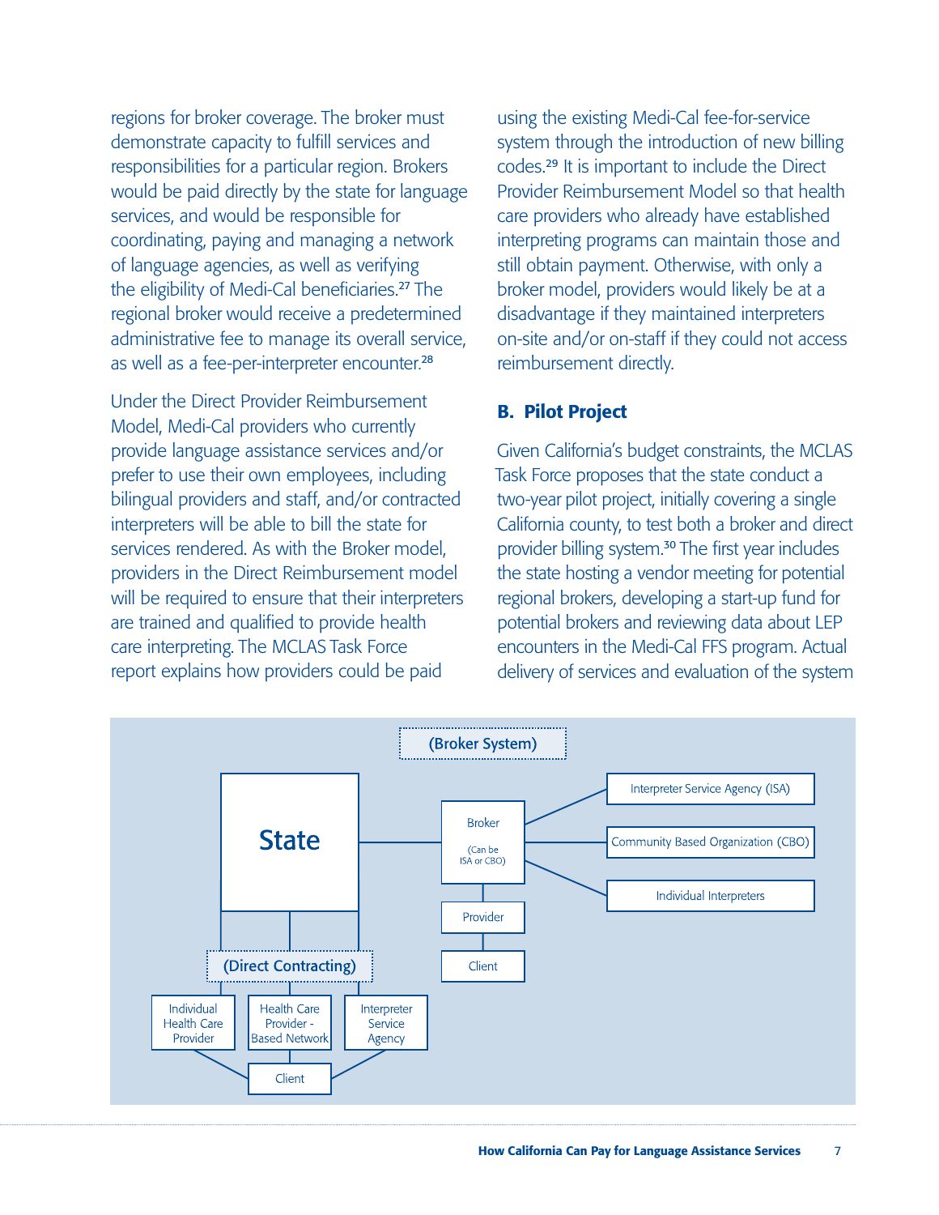regions for broker coverage. The broker must demonstrate capacity to fulfill services and responsibilities for a particular region. Brokers would be paid directly by the state for language services, and would be responsible for coordinating, paying and managing a network of language agencies, as well as verifying the eligibility of Medi-Cal beneficiaries.[27] The regional broker would receive a predetermined administrative fee to manage its overall service, as well as a fee-per-interpreter encounter.[28]

Under the Direct Provider Reimbursement Model, Medi-Cal providers who currently provide language assistance services and/or prefer to use their own employees, including bilingual providers and staff, and/or contracted interpreters will be able to bill the state for services rendered. As with the Broker model, providers in the Direct Reimbursement model will be required to ensure that their interpreters are trained and qualified to provide health care interpreting. The MCLAS Task Force report explains how providers could be paid using the existing Medi-Cal fee-for-service system through the introduction of new billing codes.[29] It is important to include the Direct Provider Reimbursement Model so that health care providers who already have established interpreting programs can maintain those and still obtain payment. Otherwise, with only a broker model, providers would likely be at a disadvantage if they maintained interpreters on-site and/or on-staff if they could not access reimbursement directly.

## B. Pilot Project

Given California's budget constraints, the MCLAS Task Force proposes that the state conduct a two-year pilot project, initially covering a single California county, to test both a broker and direct provider billing system.[30] The first year includes the state hosting a vendor meeting for potential regional brokers, developing a start-up fund for potential brokers and reviewing data about LEP encounters in the Medi-Cal FFS program. Actual delivery of services and evaluation of the system

**(Broker System)**

State → Broker (Can be ISA or CBO) → Interpreter Service Agency (ISA); Community Based Organization (CBO); Individual Interpreters

Broker → Provider → Client

**(Direct Contracting)**

State → Individual Health Care Provider; Health Care Provider - Based Network; Interpreter Service Agency → Client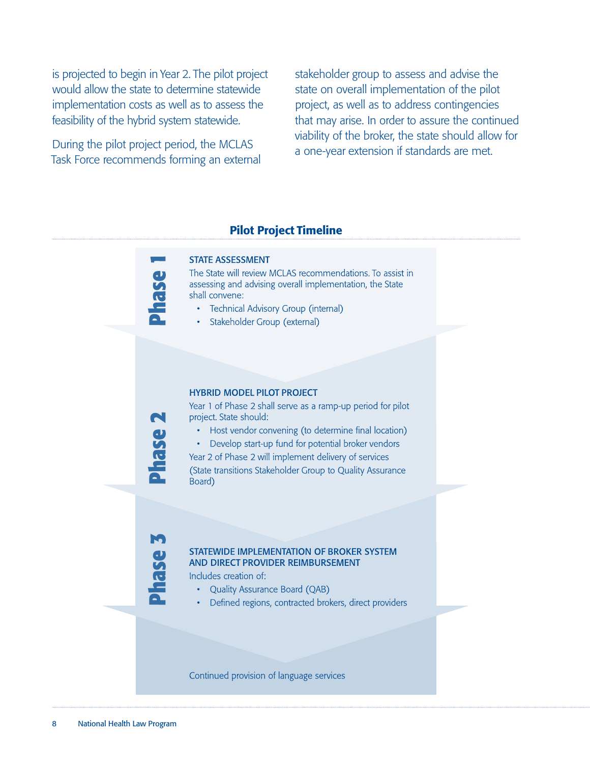is projected to begin in Year 2. The pilot project would allow the state to determine statewide implementation costs as well as to assess the feasibility of the hybrid system statewide.

During the pilot project period, the MCLAS Task Force recommends forming an external stakeholder group to assess and advise the state on overall implementation of the pilot project, as well as to address contingencies that may arise. In order to assure the continued viability of the broker, the state should allow for a one-year extension if standards are met.

## Pilot Project Timeline

### Phase 1

**STATE ASSESSMENT**

The State will review MCLAS recommendations. To assist in assessing and advising overall implementation, the State shall convene:

- Technical Advisory Group (internal)
- Stakeholder Group (external)

### Phase 2

**HYBRID MODEL PILOT PROJECT**

Year 1 of Phase 2 shall serve as a ramp-up period for pilot project. State should:

- Host vendor convening (to determine final location)
- Develop start-up fund for potential broker vendors

Year 2 of Phase 2 will implement delivery of services

(State transitions Stakeholder Group to Quality Assurance Board)

### Phase 3

**STATEWIDE IMPLEMENTATION OF BROKER SYSTEM AND DIRECT PROVIDER REIMBURSEMENT**

Includes creation of:

- Quality Assurance Board (QAB)
- Defined regions, contracted brokers, direct providers

Continued provision of language services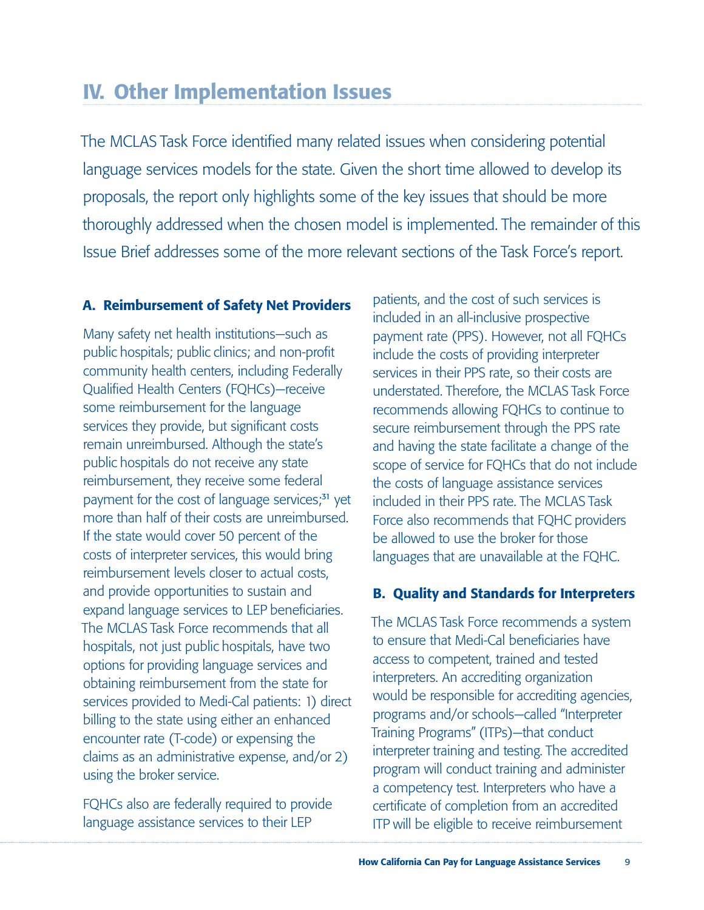# IV. Other Implementation Issues

The MCLAS Task Force identified many related issues when considering potential language services models for the state. Given the short time allowed to develop its proposals, the report only highlights some of the key issues that should be more thoroughly addressed when the chosen model is implemented. The remainder of this Issue Brief addresses some of the more relevant sections of the Task Force's report.

## A. Reimbursement of Safety Net Providers

Many safety net health institutions—such as public hospitals; public clinics; and non-profit community health centers, including Federally Qualified Health Centers (FQHCs)—receive some reimbursement for the language services they provide, but significant costs remain unreimbursed. Although the state's public hospitals do not receive any state reimbursement, they receive some federal payment for the cost of language services;[31] yet more than half of their costs are unreimbursed. If the state would cover 50 percent of the costs of interpreter services, this would bring reimbursement levels closer to actual costs, and provide opportunities to sustain and expand language services to LEP beneficiaries. The MCLAS Task Force recommends that all hospitals, not just public hospitals, have two options for providing language services and obtaining reimbursement from the state for services provided to Medi-Cal patients: 1) direct billing to the state using either an enhanced encounter rate (T-code) or expensing the claims as an administrative expense, and/or 2) using the broker service.

FQHCs also are federally required to provide language assistance services to their LEP patients, and the cost of such services is included in an all-inclusive prospective payment rate (PPS). However, not all FQHCs include the costs of providing interpreter services in their PPS rate, so their costs are understated. Therefore, the MCLAS Task Force recommends allowing FQHCs to continue to secure reimbursement through the PPS rate and having the state facilitate a change of the scope of service for FQHCs that do not include the costs of language assistance services included in their PPS rate. The MCLAS Task Force also recommends that FQHC providers be allowed to use the broker for those languages that are unavailable at the FQHC.

## B. Quality and Standards for Interpreters

The MCLAS Task Force recommends a system to ensure that Medi-Cal beneficiaries have access to competent, trained and tested interpreters. An accrediting organization would be responsible for accrediting agencies, programs and/or schools—called "Interpreter Training Programs" (ITPs)—that conduct interpreter training and testing. The accredited program will conduct training and administer a competency test. Interpreters who have a certificate of completion from an accredited ITP will be eligible to receive reimbursement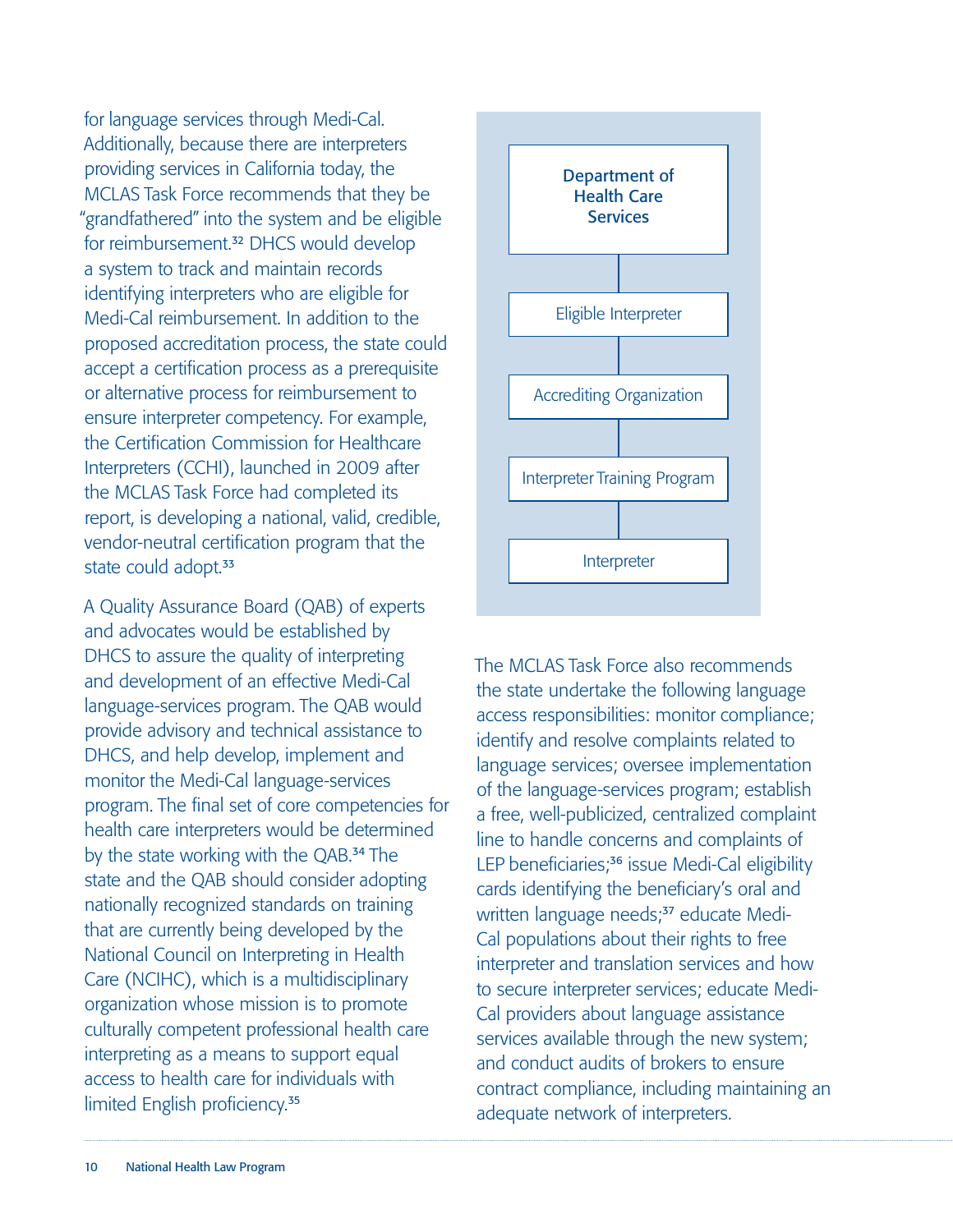for language services through Medi-Cal. Additionally, because there are interpreters providing services in California today, the MCLAS Task Force recommends that they be "grandfathered" into the system and be eligible for reimbursement.[32] DHCS would develop a system to track and maintain records identifying interpreters who are eligible for Medi-Cal reimbursement. In addition to the proposed accreditation process, the state could accept a certification process as a prerequisite or alternative process for reimbursement to ensure interpreter competency. For example, the Certification Commission for Healthcare Interpreters (CCHI), launched in 2009 after the MCLAS Task Force had completed its report, is developing a national, valid, credible, vendor-neutral certification program that the state could adopt.[33]

A Quality Assurance Board (QAB) of experts and advocates would be established by DHCS to assure the quality of interpreting and development of an effective Medi-Cal language-services program. The QAB would provide advisory and technical assistance to DHCS, and help develop, implement and monitor the Medi-Cal language-services program. The final set of core competencies for health care interpreters would be determined by the state working with the QAB.[34] The state and the QAB should consider adopting nationally recognized standards on training that are currently being developed by the National Council on Interpreting in Health Care (NCIHC), which is a multidisciplinary organization whose mission is to promote culturally competent professional health care interpreting as a means to support equal access to health care for individuals with limited English proficiency.[35]

**Department of Health Care Services**

Eligible Interpreter

Accrediting Organization

Interpreter Training Program

Interpreter

The MCLAS Task Force also recommends the state undertake the following language access responsibilities: monitor compliance; identify and resolve complaints related to language services; oversee implementation of the language-services program; establish a free, well-publicized, centralized complaint line to handle concerns and complaints of LEP beneficiaries;[36] issue Medi-Cal eligibility cards identifying the beneficiary's oral and written language needs;[37] educate Medi-Cal populations about their rights to free interpreter and translation services and how to secure interpreter services; educate Medi-Cal providers about language assistance services available through the new system; and conduct audits of brokers to ensure contract compliance, including maintaining an adequate network of interpreters.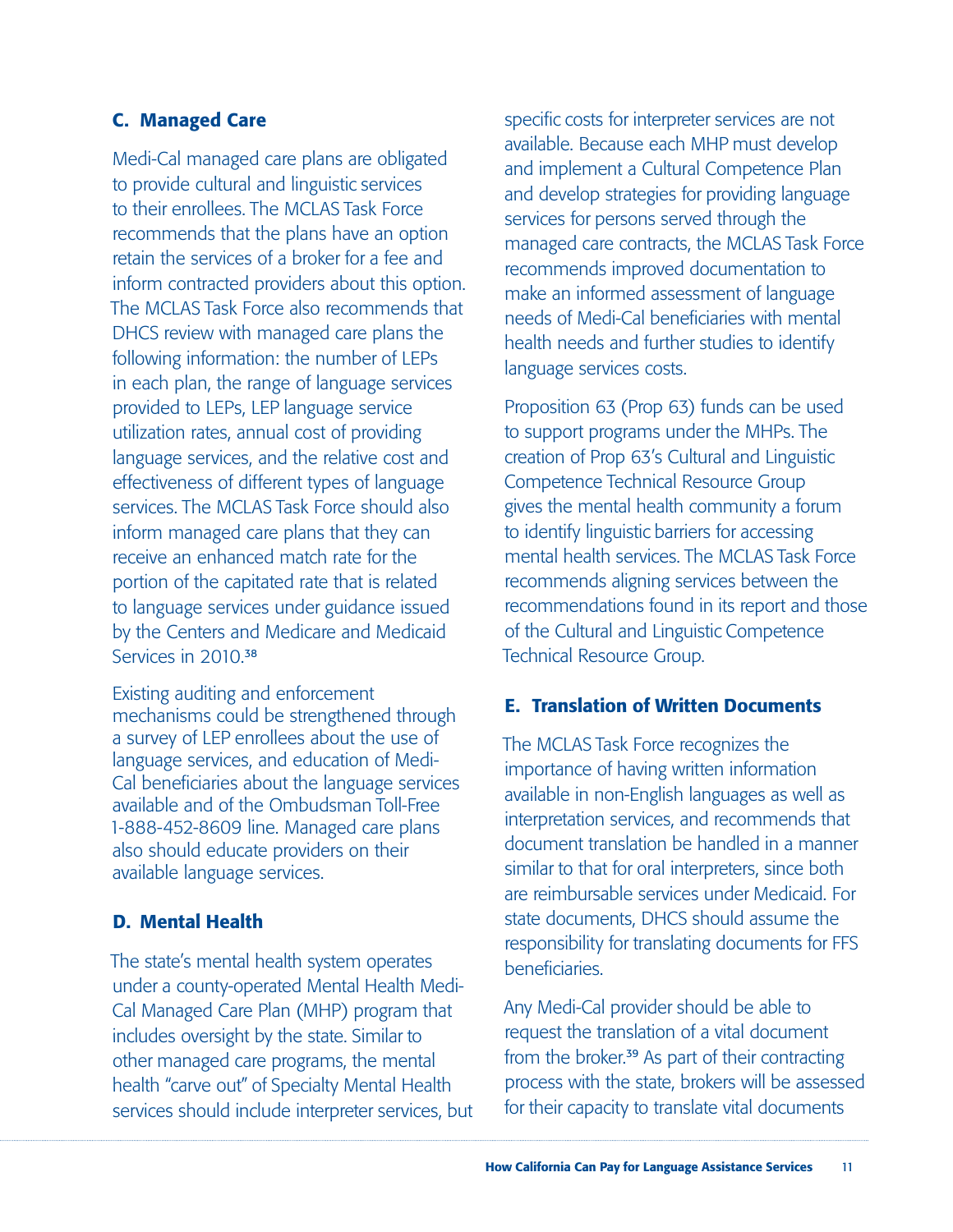## C. Managed Care

Medi-Cal managed care plans are obligated to provide cultural and linguistic services to their enrollees. The MCLAS Task Force recommends that the plans have an option retain the services of a broker for a fee and inform contracted providers about this option. The MCLAS Task Force also recommends that DHCS review with managed care plans the following information: the number of LEPs in each plan, the range of language services provided to LEPs, LEP language service utilization rates, annual cost of providing language services, and the relative cost and effectiveness of different types of language services. The MCLAS Task Force should also inform managed care plans that they can receive an enhanced match rate for the portion of the capitated rate that is related to language services under guidance issued by the Centers and Medicare and Medicaid Services in 2010.[38]

Existing auditing and enforcement mechanisms could be strengthened through a survey of LEP enrollees about the use of language services, and education of Medi-Cal beneficiaries about the language services available and of the Ombudsman Toll-Free 1-888-452-8609 line. Managed care plans also should educate providers on their available language services.

## D. Mental Health

The state's mental health system operates under a county-operated Mental Health Medi-Cal Managed Care Plan (MHP) program that includes oversight by the state. Similar to other managed care programs, the mental health "carve out" of Specialty Mental Health services should include interpreter services, but specific costs for interpreter services are not available. Because each MHP must develop and implement a Cultural Competence Plan and develop strategies for providing language services for persons served through the managed care contracts, the MCLAS Task Force recommends improved documentation to make an informed assessment of language needs of Medi-Cal beneficiaries with mental health needs and further studies to identify language services costs.

Proposition 63 (Prop 63) funds can be used to support programs under the MHPs. The creation of Prop 63's Cultural and Linguistic Competence Technical Resource Group gives the mental health community a forum to identify linguistic barriers for accessing mental health services. The MCLAS Task Force recommends aligning services between the recommendations found in its report and those of the Cultural and Linguistic Competence Technical Resource Group.

## E. Translation of Written Documents

The MCLAS Task Force recognizes the importance of having written information available in non-English languages as well as interpretation services, and recommends that document translation be handled in a manner similar to that for oral interpreters, since both are reimbursable services under Medicaid. For state documents, DHCS should assume the responsibility for translating documents for FFS beneficiaries.

Any Medi-Cal provider should be able to request the translation of a vital document from the broker.[39] As part of their contracting process with the state, brokers will be assessed for their capacity to translate vital documents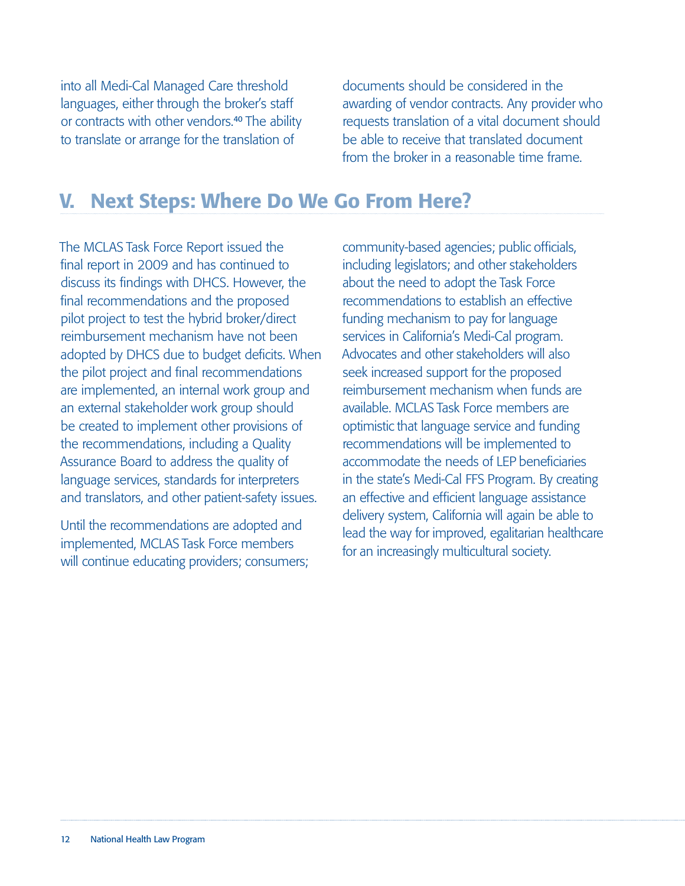into all Medi-Cal Managed Care threshold languages, either through the broker's staff or contracts with other vendors.[40] The ability to translate or arrange for the translation of documents should be considered in the awarding of vendor contracts. Any provider who requests translation of a vital document should be able to receive that translated document from the broker in a reasonable time frame.

## V. Next Steps: Where Do We Go From Here?

The MCLAS Task Force Report issued the final report in 2009 and has continued to discuss its findings with DHCS. However, the final recommendations and the proposed pilot project to test the hybrid broker/direct reimbursement mechanism have not been adopted by DHCS due to budget deficits. When the pilot project and final recommendations are implemented, an internal work group and an external stakeholder work group should be created to implement other provisions of the recommendations, including a Quality Assurance Board to address the quality of language services, standards for interpreters and translators, and other patient-safety issues.

Until the recommendations are adopted and implemented, MCLAS Task Force members will continue educating providers; consumers; community-based agencies; public officials, including legislators; and other stakeholders about the need to adopt the Task Force recommendations to establish an effective funding mechanism to pay for language services in California's Medi-Cal program. Advocates and other stakeholders will also seek increased support for the proposed reimbursement mechanism when funds are available. MCLAS Task Force members are optimistic that language service and funding recommendations will be implemented to accommodate the needs of LEP beneficiaries in the state's Medi-Cal FFS Program. By creating an effective and efficient language assistance delivery system, California will again be able to lead the way for improved, egalitarian healthcare for an increasingly multicultural society.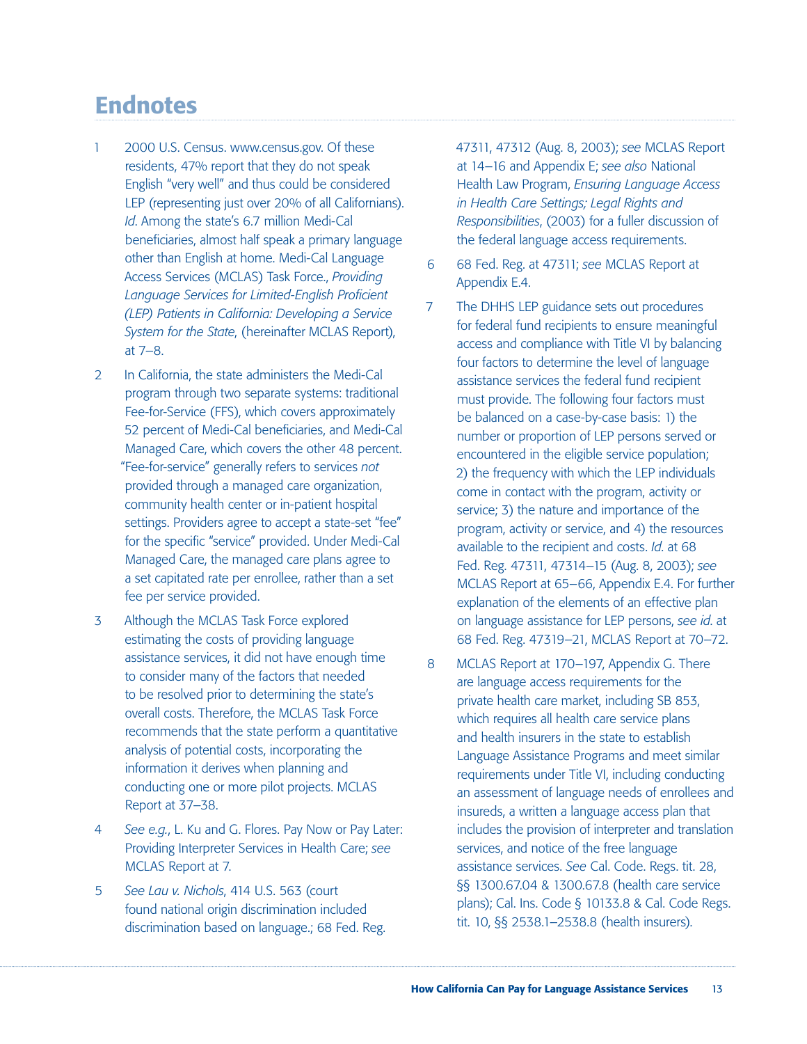# Endnotes

1. 2000 U.S. Census. www.census.gov. Of these residents, 47% report that they do not speak English "very well" and thus could be considered LEP (representing just over 20% of all Californians). *Id*. Among the state's 6.7 million Medi-Cal beneficiaries, almost half speak a primary language other than English at home. Medi-Cal Language Access Services (MCLAS) Task Force., *Providing Language Services for Limited-English Proficient (LEP) Patients in California: Developing a Service System for the State*, (hereinafter MCLAS Report), at 7–8.

2. In California, the state administers the Medi-Cal program through two separate systems: traditional Fee-for-Service (FFS), which covers approximately 52 percent of Medi-Cal beneficiaries, and Medi-Cal Managed Care, which covers the other 48 percent. "Fee-for-service" generally refers to services *not* provided through a managed care organization, community health center or in-patient hospital settings. Providers agree to accept a state-set "fee" for the specific "service" provided. Under Medi-Cal Managed Care, the managed care plans agree to a set capitated rate per enrollee, rather than a set fee per service provided.

3. Although the MCLAS Task Force explored estimating the costs of providing language assistance services, it did not have enough time to consider many of the factors that needed to be resolved prior to determining the state's overall costs. Therefore, the MCLAS Task Force recommends that the state perform a quantitative analysis of potential costs, incorporating the information it derives when planning and conducting one or more pilot projects. MCLAS Report at 37–38.

4. *See e.g.*, L. Ku and G. Flores. Pay Now or Pay Later: Providing Interpreter Services in Health Care; *see* MCLAS Report at 7.

5. *See Lau v. Nichols*, 414 U.S. 563 (court found national origin discrimination included discrimination based on language.; 68 Fed. Reg. 47311, 47312 (Aug. 8, 2003); *see* MCLAS Report at 14–16 and Appendix E; *see also* National Health Law Program, *Ensuring Language Access in Health Care Settings; Legal Rights and Responsibilities*, (2003) for a fuller discussion of the federal language access requirements.

6. 68 Fed. Reg. at 47311; *see* MCLAS Report at Appendix E.4.

7. The DHHS LEP guidance sets out procedures for federal fund recipients to ensure meaningful access and compliance with Title VI by balancing four factors to determine the level of language assistance services the federal fund recipient must provide. The following four factors must be balanced on a case-by-case basis: 1) the number or proportion of LEP persons served or encountered in the eligible service population; 2) the frequency with which the LEP individuals come in contact with the program, activity or service; 3) the nature and importance of the program, activity or service, and 4) the resources available to the recipient and costs. *Id.* at 68 Fed. Reg. 47311, 47314–15 (Aug. 8, 2003); *see* MCLAS Report at 65–66, Appendix E.4. For further explanation of the elements of an effective plan on language assistance for LEP persons, *see id.* at 68 Fed. Reg. 47319–21, MCLAS Report at 70–72.

8. MCLAS Report at 170–197, Appendix G. There are language access requirements for the private health care market, including SB 853, which requires all health care service plans and health insurers in the state to establish Language Assistance Programs and meet similar requirements under Title VI, including conducting an assessment of language needs of enrollees and insureds, a written a language access plan that includes the provision of interpreter and translation services, and notice of the free language assistance services. *See* Cal. Code. Regs. tit. 28, §§ 1300.67.04 & 1300.67.8 (health care service plans); Cal. Ins. Code § 10133.8 & Cal. Code Regs. tit. 10, §§ 2538.1–2538.8 (health insurers).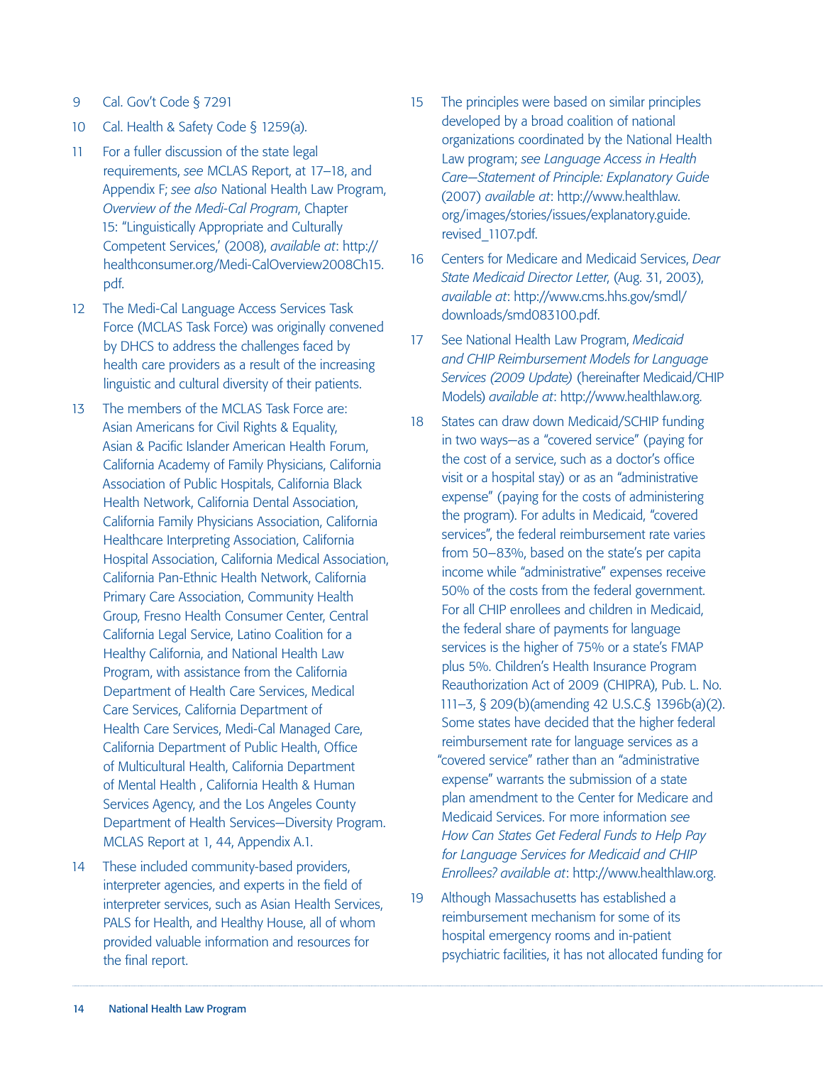9 Cal. Gov't Code § 7291

10 Cal. Health & Safety Code § 1259(a).

11 For a fuller discussion of the state legal requirements, *see* MCLAS Report, at 17–18, and Appendix F; *see also* National Health Law Program, *Overview of the Medi-Cal Program*, Chapter 15: "Linguistically Appropriate and Culturally Competent Services,' (2008), *available at*: http://healthconsumer.org/Medi-CalOverview2008Ch15.pdf.

12 The Medi-Cal Language Access Services Task Force (MCLAS Task Force) was originally convened by DHCS to address the challenges faced by health care providers as a result of the increasing linguistic and cultural diversity of their patients.

13 The members of the MCLAS Task Force are: Asian Americans for Civil Rights & Equality, Asian & Pacific Islander American Health Forum, California Academy of Family Physicians, California Association of Public Hospitals, California Black Health Network, California Dental Association, California Family Physicians Association, California Healthcare Interpreting Association, California Hospital Association, California Medical Association, California Pan-Ethnic Health Network, California Primary Care Association, Community Health Group, Fresno Health Consumer Center, Central California Legal Service, Latino Coalition for a Healthy California, and National Health Law Program, with assistance from the California Department of Health Care Services, Medical Care Services, California Department of Health Care Services, Medi-Cal Managed Care, California Department of Public Health, Office of Multicultural Health, California Department of Mental Health , California Health & Human Services Agency, and the Los Angeles County Department of Health Services—Diversity Program. MCLAS Report at 1, 44, Appendix A.1.

14 These included community-based providers, interpreter agencies, and experts in the field of interpreter services, such as Asian Health Services, PALS for Health, and Healthy House, all of whom provided valuable information and resources for the final report.

15 The principles were based on similar principles developed by a broad coalition of national organizations coordinated by the National Health Law program; *see Language Access in Health Care—Statement of Principle: Explanatory Guide* (2007) *available at*: http://www.healthlaw.org/images/stories/issues/explanatory.guide.revised_1107.pdf.

16 Centers for Medicare and Medicaid Services, *Dear State Medicaid Director Letter*, (Aug. 31, 2003), *available at*: http://www.cms.hhs.gov/smdl/downloads/smd083100.pdf.

17 See National Health Law Program, *Medicaid and CHIP Reimbursement Models for Language Services (2009 Update)* (hereinafter Medicaid/CHIP Models) *available at*: http://www.healthlaw.org.

18 States can draw down Medicaid/SCHIP funding in two ways—as a "covered service" (paying for the cost of a service, such as a doctor's office visit or a hospital stay) or as an "administrative expense" (paying for the costs of administering the program). For adults in Medicaid, "covered services", the federal reimbursement rate varies from 50–83%, based on the state's per capita income while "administrative" expenses receive 50% of the costs from the federal government. For all CHIP enrollees and children in Medicaid, the federal share of payments for language services is the higher of 75% or a state's FMAP plus 5%. Children's Health Insurance Program Reauthorization Act of 2009 (CHIPRA), Pub. L. No. 111–3, § 209(b)(amending 42 U.S.C.§ 1396b(a)(2). Some states have decided that the higher federal reimbursement rate for language services as a "covered service" rather than an "administrative expense" warrants the submission of a state plan amendment to the Center for Medicare and Medicaid Services. For more information *see How Can States Get Federal Funds to Help Pay for Language Services for Medicaid and CHIP Enrollees? available at*: http://www.healthlaw.org.

19 Although Massachusetts has established a reimbursement mechanism for some of its hospital emergency rooms and in-patient psychiatric facilities, it has not allocated funding for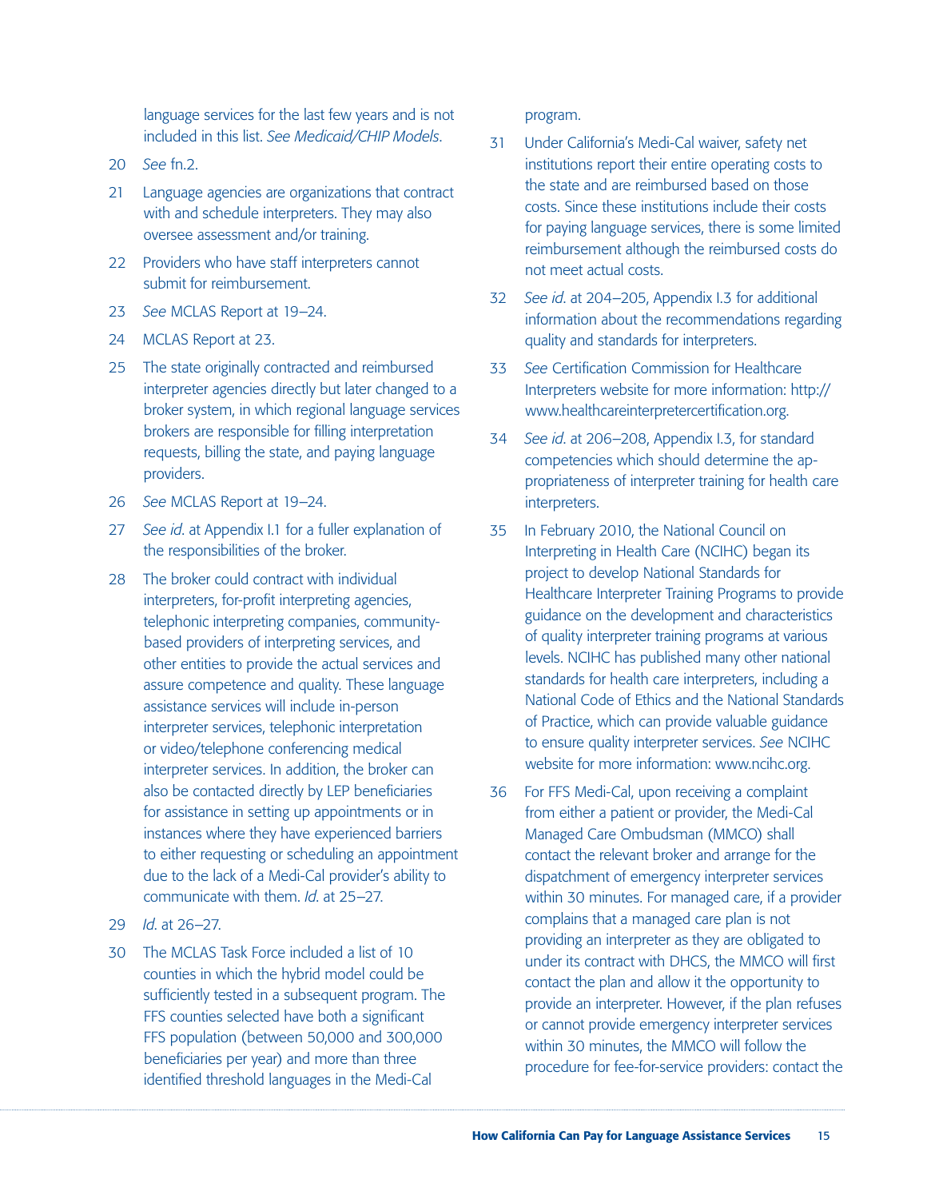language services for the last few years and is not included in this list. *See Medicaid/CHIP Models*.

20 *See* fn.2.

21 Language agencies are organizations that contract with and schedule interpreters. They may also oversee assessment and/or training.

22 Providers who have staff interpreters cannot submit for reimbursement.

23 *See* MCLAS Report at 19–24.

24 MCLAS Report at 23.

25 The state originally contracted and reimbursed interpreter agencies directly but later changed to a broker system, in which regional language services brokers are responsible for filling interpretation requests, billing the state, and paying language providers.

26 *See* MCLAS Report at 19–24.

27 *See id*. at Appendix I.1 for a fuller explanation of the responsibilities of the broker.

28 The broker could contract with individual interpreters, for-profit interpreting agencies, telephonic interpreting companies, community-based providers of interpreting services, and other entities to provide the actual services and assure competence and quality. These language assistance services will include in-person interpreter services, telephonic interpretation or video/telephone conferencing medical interpreter services. In addition, the broker can also be contacted directly by LEP beneficiaries for assistance in setting up appointments or in instances where they have experienced barriers to either requesting or scheduling an appointment due to the lack of a Medi-Cal provider's ability to communicate with them. *Id*. at 25–27.

29 *Id*. at 26–27.

30 The MCLAS Task Force included a list of 10 counties in which the hybrid model could be sufficiently tested in a subsequent program. The FFS counties selected have both a significant FFS population (between 50,000 and 300,000 beneficiaries per year) and more than three identified threshold languages in the Medi-Cal program.

31 Under California's Medi-Cal waiver, safety net institutions report their entire operating costs to the state and are reimbursed based on those costs. Since these institutions include their costs for paying language services, there is some limited reimbursement although the reimbursed costs do not meet actual costs.

32 *See id*. at 204–205, Appendix I.3 for additional information about the recommendations regarding quality and standards for interpreters.

33 *See* Certification Commission for Healthcare Interpreters website for more information: http://www.healthcareinterpretercertification.org.

34 *See id*. at 206–208, Appendix I.3, for standard competencies which should determine the appropriateness of interpreter training for health care interpreters.

35 In February 2010, the National Council on Interpreting in Health Care (NCIHC) began its project to develop National Standards for Healthcare Interpreter Training Programs to provide guidance on the development and characteristics of quality interpreter training programs at various levels. NCIHC has published many other national standards for health care interpreters, including a National Code of Ethics and the National Standards of Practice, which can provide valuable guidance to ensure quality interpreter services. *See* NCIHC website for more information: www.ncihc.org.

36 For FFS Medi-Cal, upon receiving a complaint from either a patient or provider, the Medi-Cal Managed Care Ombudsman (MMCO) shall contact the relevant broker and arrange for the dispatchment of emergency interpreter services within 30 minutes. For managed care, if a provider complains that a managed care plan is not providing an interpreter as they are obligated to under its contract with DHCS, the MMCO will first contact the plan and allow it the opportunity to provide an interpreter. However, if the plan refuses or cannot provide emergency interpreter services within 30 minutes, the MMCO will follow the procedure for fee-for-service providers: contact the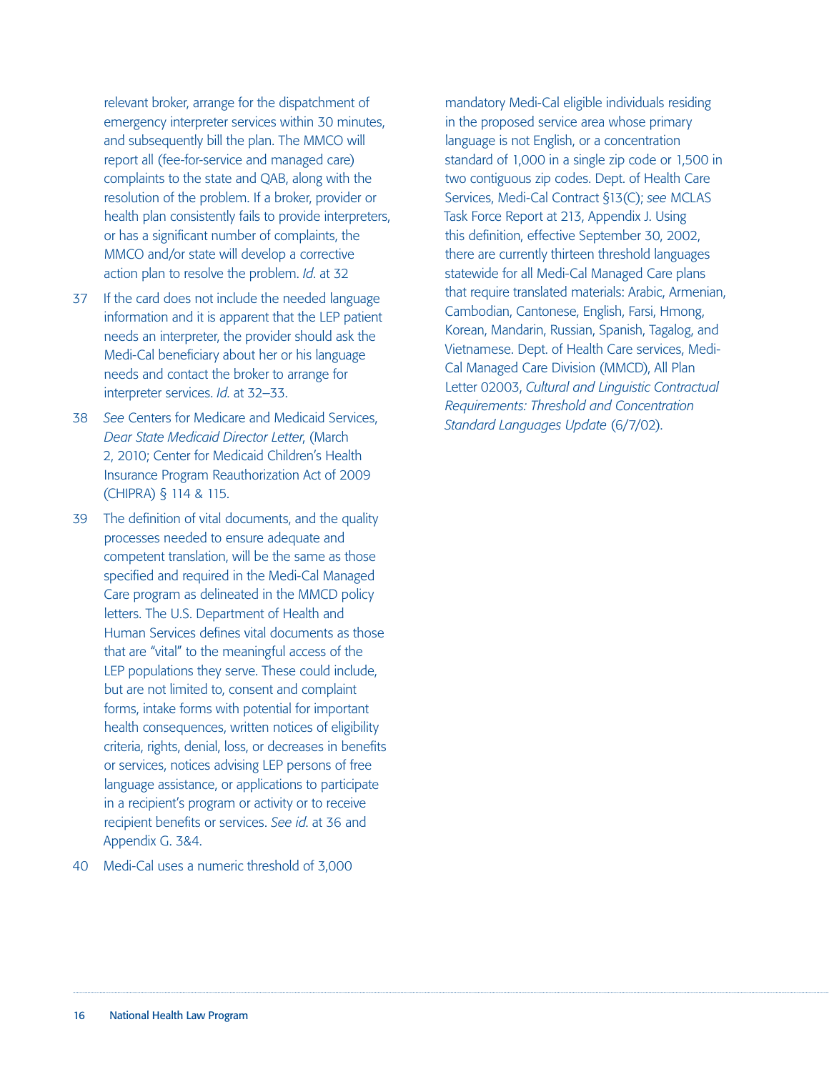relevant broker, arrange for the dispatchment of emergency interpreter services within 30 minutes, and subsequently bill the plan. The MMCO will report all (fee-for-service and managed care) complaints to the state and QAB, along with the resolution of the problem. If a broker, provider or health plan consistently fails to provide interpreters, or has a significant number of complaints, the MMCO and/or state will develop a corrective action plan to resolve the problem. *Id.* at 32

37 If the card does not include the needed language information and it is apparent that the LEP patient needs an interpreter, the provider should ask the Medi-Cal beneficiary about her or his language needs and contact the broker to arrange for interpreter services. *Id.* at 32–33.

38 *See* Centers for Medicare and Medicaid Services, *Dear State Medicaid Director Letter*, (March 2, 2010; Center for Medicaid Children's Health Insurance Program Reauthorization Act of 2009 (CHIPRA) § 114 & 115.

39 The definition of vital documents, and the quality processes needed to ensure adequate and competent translation, will be the same as those specified and required in the Medi-Cal Managed Care program as delineated in the MMCD policy letters. The U.S. Department of Health and Human Services defines vital documents as those that are "vital" to the meaningful access of the LEP populations they serve. These could include, but are not limited to, consent and complaint forms, intake forms with potential for important health consequences, written notices of eligibility criteria, rights, denial, loss, or decreases in benefits or services, notices advising LEP persons of free language assistance, or applications to participate in a recipient's program or activity or to receive recipient benefits or services. *See id.* at 36 and Appendix G. 3&4.

40 Medi-Cal uses a numeric threshold of 3,000 mandatory Medi-Cal eligible individuals residing in the proposed service area whose primary language is not English, or a concentration standard of 1,000 in a single zip code or 1,500 in two contiguous zip codes. Dept. of Health Care Services, Medi-Cal Contract §13(C); *see* MCLAS Task Force Report at 213, Appendix J. Using this definition, effective September 30, 2002, there are currently thirteen threshold languages statewide for all Medi-Cal Managed Care plans that require translated materials: Arabic, Armenian, Cambodian, Cantonese, English, Farsi, Hmong, Korean, Mandarin, Russian, Spanish, Tagalog, and Vietnamese. Dept. of Health Care services, Medi-Cal Managed Care Division (MMCD), All Plan Letter 02003, *Cultural and Linguistic Contractual Requirements: Threshold and Concentration Standard Languages Update* (6/7/02).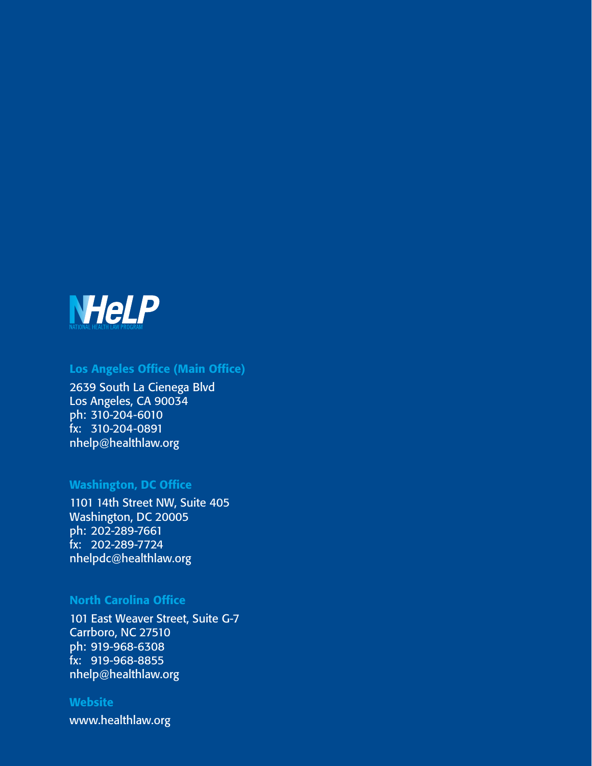NHeLP

NATIONAL HEALTH LAW PROGRAM

### Los Angeles Office (Main Office)

2639 South La Cienega Blvd
Los Angeles, CA 90034
ph: 310-204-6010
fx: 310-204-0891
nhelp@healthlaw.org

### Washington, DC Office

1101 14th Street NW, Suite 405
Washington, DC 20005
ph: 202-289-7661
fx: 202-289-7724
nhelpdc@healthlaw.org

### North Carolina Office

101 East Weaver Street, Suite G-7
Carrboro, NC 27510
ph: 919-968-6308
fx: 919-968-8855
nhelp@healthlaw.org

### Website

www.healthlaw.org